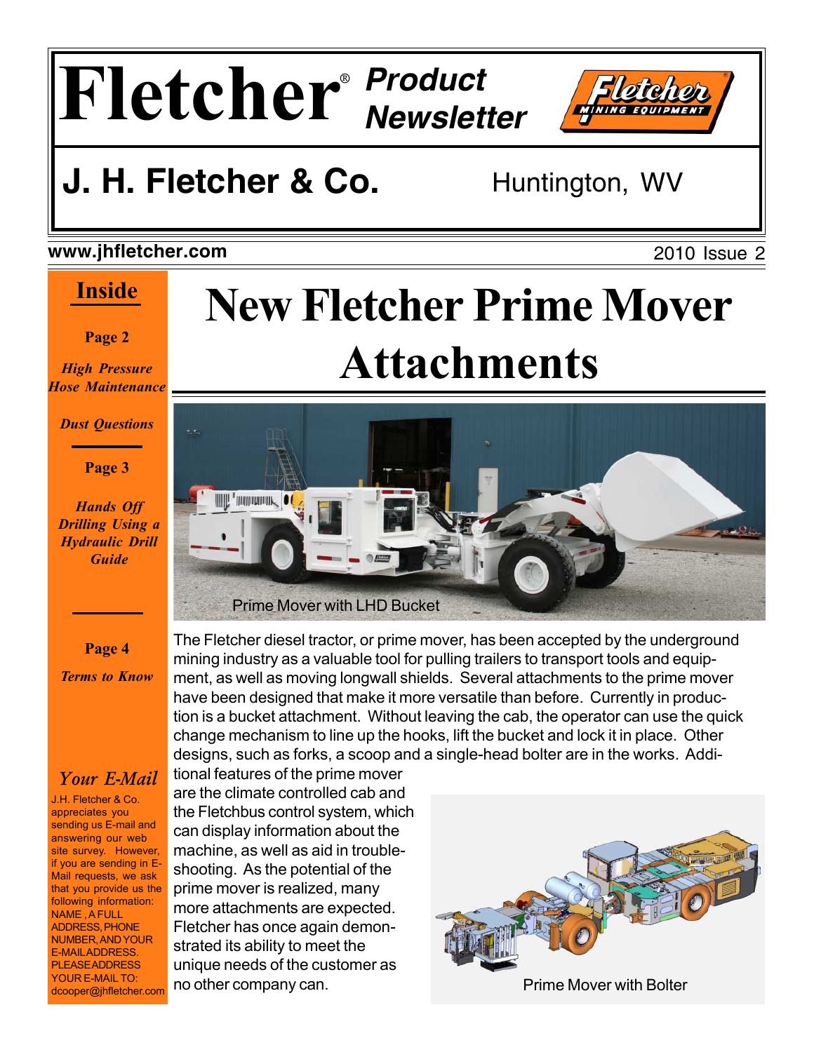# Fletcher® Product Newsletter

## J. H. Fletcher & Co.

Huntington, WV

**www.jhfletcher.com**

2010 Issue 2

## Inside

**Page 2**

*High Pressure Hose Maintenance*

*Dust Questions*

**Page 3**

*Hands Off Drilling Using a Hydraulic Drill Guide*

**Page 4**

*Terms to Know*

### *Your E-Mail*

J.H. Fletcher & Co. appreciates you sending us E-mail and answering our web site survey. However, if you are sending in E-Mail requests, we ask that you provide us the following information: NAME, A FULL ADDRESS, PHONE NUMBER, AND YOUR E-MAIL ADDRESS. PLEASE ADDRESS YOUR E-MAIL TO: dcooper@jhfletcher.com

# New Fletcher Prime Mover Attachments

Prime Mover with LHD Bucket

The Fletcher diesel tractor, or prime mover, has been accepted by the underground mining industry as a valuable tool for pulling trailers to transport tools and equipment, as well as moving longwall shields. Several attachments to the prime mover have been designed that make it more versatile than before. Currently in production is a bucket attachment. Without leaving the cab, the operator can use the quick change mechanism to line up the hooks, lift the bucket and lock it in place. Other designs, such as forks, a scoop and a single-head bolter are in the works. Additional features of the prime mover are the climate controlled cab and the Fletchbus control system, which can display information about the machine, as well as aid in troubleshooting. As the potential of the prime mover is realized, many more attachments are expected. Fletcher has once again demonstrated its ability to meet the unique needs of the customer as no other company can.

Prime Mover with Bolter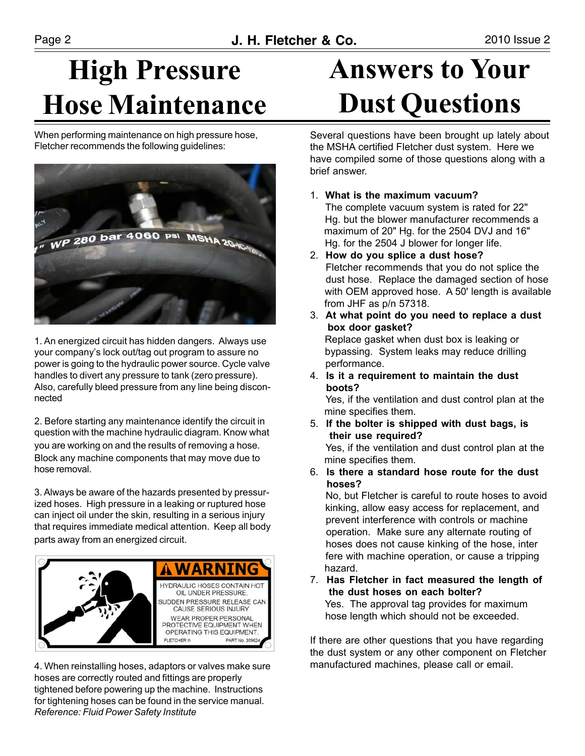# High Pressure Hose Maintenance

When performing maintenance on high pressure hose, Fletcher recommends the following guidelines:

1. An energized circuit has hidden dangers. Always use your company's lock out/tag out program to assure no power is going to the hydraulic power source. Cycle valve handles to divert any pressure to tank (zero pressure). Also, carefully bleed pressure from any line being disconnected

2. Before starting any maintenance identify the circuit in question with the machine hydraulic diagram. Know what you are working on and the results of removing a hose. Block any machine components that may move due to hose removal.

3. Always be aware of the hazards presented by pressurized hoses. High pressure in a leaking or ruptured hose can inject oil under the skin, resulting in a serious injury that requires immediate medical attention. Keep all body parts away from an energized circuit.

4. When reinstalling hoses, adaptors or valves make sure hoses are correctly routed and fittings are properly tightened before powering up the machine. Instructions for tightening hoses can be found in the service manual.
*Reference: Fluid Power Safety Institute*

# Answers to Your Dust Questions

Several questions have been brought up lately about the MSHA certified Fletcher dust system. Here we have compiled some of those questions along with a brief answer.

1. **What is the maximum vacuum?**
   The complete vacuum system is rated for 22" Hg. but the blower manufacturer recommends a maximum of 20" Hg. for the 2504 DVJ and 16" Hg. for the 2504 J blower for longer life.
2. **How do you splice a dust hose?**
   Fletcher recommends that you do not splice the dust hose. Replace the damaged section of hose with OEM approved hose. A 50' length is available from JHF as p/n 57318.
3. **At what point do you need to replace a dust box door gasket?**
   Replace gasket when dust box is leaking or bypassing. System leaks may reduce drilling performance.
4. **Is it a requirement to maintain the dust boots?**
   Yes, if the ventilation and dust control plan at the mine specifies them.
5. **If the bolter is shipped with dust bags, is their use required?**
   Yes, if the ventilation and dust control plan at the mine specifies them.
6. **Is there a standard hose route for the dust hoses?**
   No, but Fletcher is careful to route hoses to avoid kinking, allow easy access for replacement, and prevent interference with controls or machine operation. Make sure any alternate routing of hoses does not cause kinking of the hose, interfere with machine operation, or cause a tripping hazard.
7. **Has Fletcher in fact measured the length of the dust hoses on each bolter?**
   Yes. The approval tag provides for maximum hose length which should not be exceeded.

If there are other questions that you have regarding the dust system or any other component on Fletcher manufactured machines, please call or email.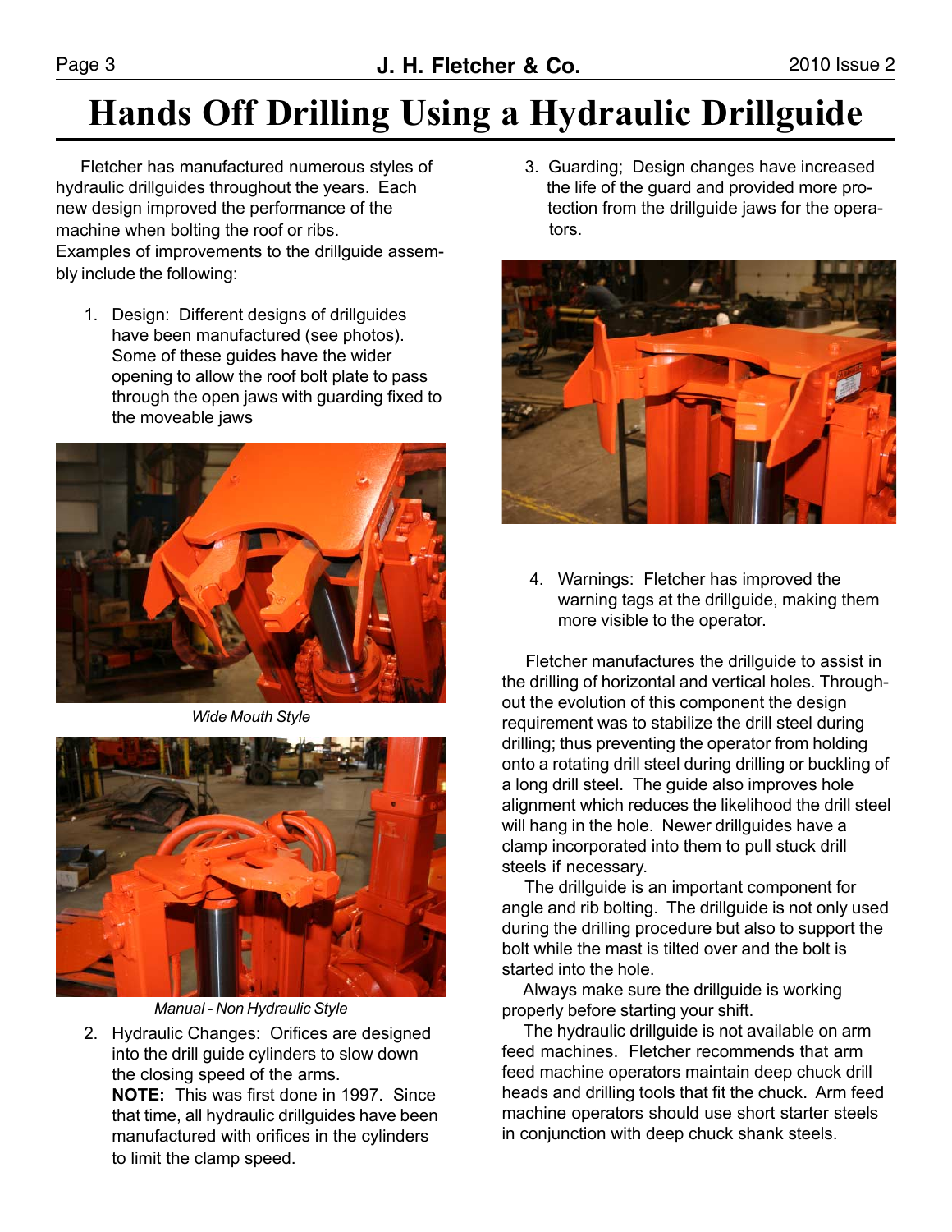# Hands Off Drilling Using a Hydraulic Drillguide

Fletcher has manufactured numerous styles of hydraulic drillguides throughout the years. Each new design improved the performance of the machine when bolting the roof or ribs.
Examples of improvements to the drillguide assembly include the following:

1. Design: Different designs of drillguides have been manufactured (see photos). Some of these guides have the wider opening to allow the roof bolt plate to pass through the open jaws with guarding fixed to the moveable jaws

*Wide Mouth Style*

*Manual - Non Hydraulic Style*

2. Hydraulic Changes: Orifices are designed into the drill guide cylinders to slow down the closing speed of the arms.
   **NOTE:** This was first done in 1997. Since that time, all hydraulic drillguides have been manufactured with orifices in the cylinders to limit the clamp speed.

3. Guarding; Design changes have increased the life of the guard and provided more protection from the drillguide jaws for the operators.

4. Warnings: Fletcher has improved the warning tags at the drillguide, making them more visible to the operator.

Fletcher manufactures the drillguide to assist in the drilling of horizontal and vertical holes. Throughout the evolution of this component the design requirement was to stabilize the drill steel during drilling; thus preventing the operator from holding onto a rotating drill steel during drilling or buckling of a long drill steel. The guide also improves hole alignment which reduces the likelihood the drill steel will hang in the hole. Newer drillguides have a clamp incorporated into them to pull stuck drill steels if necessary.

The drillguide is an important component for angle and rib bolting. The drillguide is not only used during the drilling procedure but also to support the bolt while the mast is tilted over and the bolt is started into the hole.

Always make sure the drillguide is working properly before starting your shift.

The hydraulic drillguide is not available on arm feed machines. Fletcher recommends that arm feed machine operators maintain deep chuck drill heads and drilling tools that fit the chuck. Arm feed machine operators should use short starter steels in conjunction with deep chuck shank steels.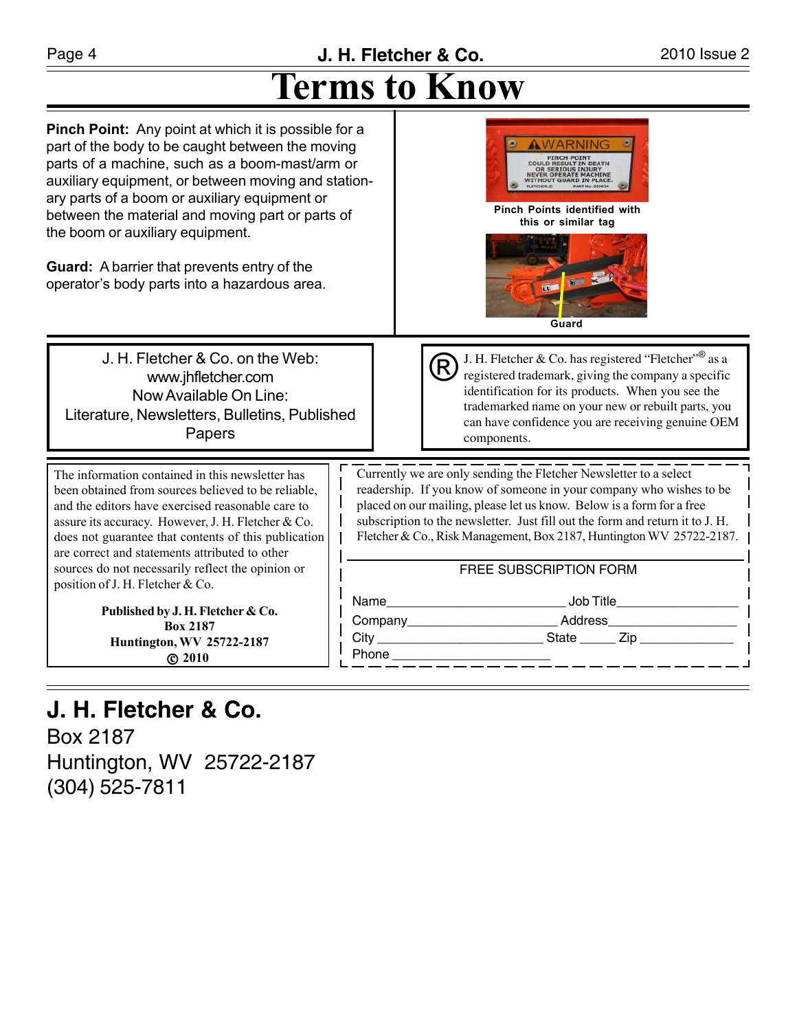# Terms to Know

**Pinch Point:** Any point at which it is possible for a part of the body to be caught between the moving parts of a machine, such as a boom-mast/arm or auxiliary equipment, or between moving and stationary parts of a boom or auxiliary equipment or between the material and moving part or parts of the boom or auxiliary equipment.

**Guard:** A barrier that prevents entry of the operator's body parts into a hazardous area.

WARNING
PINCH POINT COULD RESULT IN DEATH OR SERIOUS INJURY
NEVER OPERATE MACHINE WITHOUT GUARD IN PLACE.
FLETCHER® PART No. 359034

**Pinch Points identified with this or similar tag**

**Guard**

J. H. Fletcher & Co. on the Web:
www.jhfletcher.com
Now Available On Line:
Literature, Newsletters, Bulletins, Published Papers

® J. H. Fletcher & Co. has registered "Fletcher"® as a registered trademark, giving the company a specific identification for its products. When you see the trademarked name on your new or rebuilt parts, you can have confidence you are receiving genuine OEM components.

The information contained in this newsletter has been obtained from sources believed to be reliable, and the editors have exercised reasonable care to assure its accuracy. However, J. H. Fletcher & Co. does not guarantee that contents of this publication are correct and statements attributed to other sources do not necessarily reflect the opinion or position of J. H. Fletcher & Co.

**Published by J. H. Fletcher & Co.**
**Box 2187**
**Huntington, WV 25722-2187**
**© 2010**

Currently we are only sending the Fletcher Newsletter to a select readership. If you know of someone in your company who wishes to be placed on our mailing, please let us know. Below is a form for a free subscription to the newsletter. Just fill out the form and return it to J. H. Fletcher & Co., Risk Management, Box 2187, Huntington WV 25722-2187.

FREE SUBSCRIPTION FORM

Name________________________ Job Title_________________
Company_____________________ Address__________________
City ______________________ State _____ Zip _____________
Phone ______________________

## J. H. Fletcher & Co.

Box 2187
Huntington, WV 25722-2187
(304) 525-7811